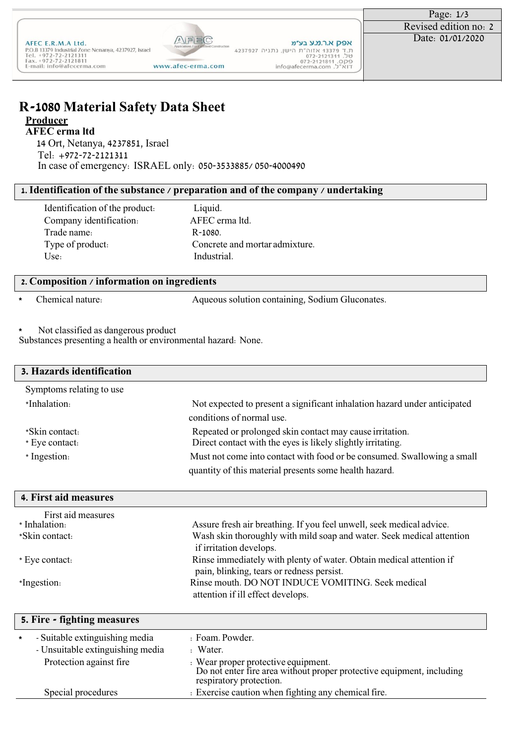# R-1080 Material Safety Data Sheet

**Producer**

**AFEC erma ltd**

14 Ort, Netanya, 4237851, Israel

Tel: +972-72-2121311

In case of emergency: ISRAEL only: 050-3533885/ 050-4000490

## 1. Identification of the substance / preparation and of the company / undertaking

| | |
|---|---|
| Identification of the product: | Liquid. |
| Company identification: | AFEC erma ltd. |
| Trade name: | R-1080. |
| Type of product: | Concrete and mortar admixture. |
| Use: | Industrial. |

## 2. Composition / information on ingredients

* Chemical nature: Aqueous solution containing, Sodium Gluconates.

* Not classified as dangerous product

Substances presenting a health or environmental hazard: None.

## 3. Hazards identification

Symptoms relating to use

| | |
|---|---|
| *Inhalation: | Not expected to present a significant inhalation hazard under anticipated conditions of normal use. |
| *Skin contact: | Repeated or prolonged skin contact may cause irritation. |
| * Eye contact: | Direct contact with the eyes is likely slightly irritating. |
| * Ingestion: | Must not come into contact with food or be consumed. Swallowing a small quantity of this material presents some health hazard. |

## 4. First aid measures

First aid measures

| | |
|---|---|
| * Inhalation: | Assure fresh air breathing. If you feel unwell, seek medical advice. |
| *Skin contact: | Wash skin thoroughly with mild soap and water. Seek medical attention if irritation develops. |
| * Eye contact: | Rinse immediately with plenty of water. Obtain medical attention if pain, blinking, tears or redness persist. |
| *Ingestion: | Rinse mouth. DO NOT INDUCE VOMITING. Seek medical attention if ill effect develops. |

## 5. Fire - fighting measures

| | |
|---|---|
| * - Suitable extinguishing media | : Foam. Powder. |
| - Unsuitable extinguishing media | : Water. |
| Protection against fire | : Wear proper protective equipment. Do not enter fire area without proper protective equipment, including respiratory protection. |
| Special procedures | : Exercise caution when fighting any chemical fire. |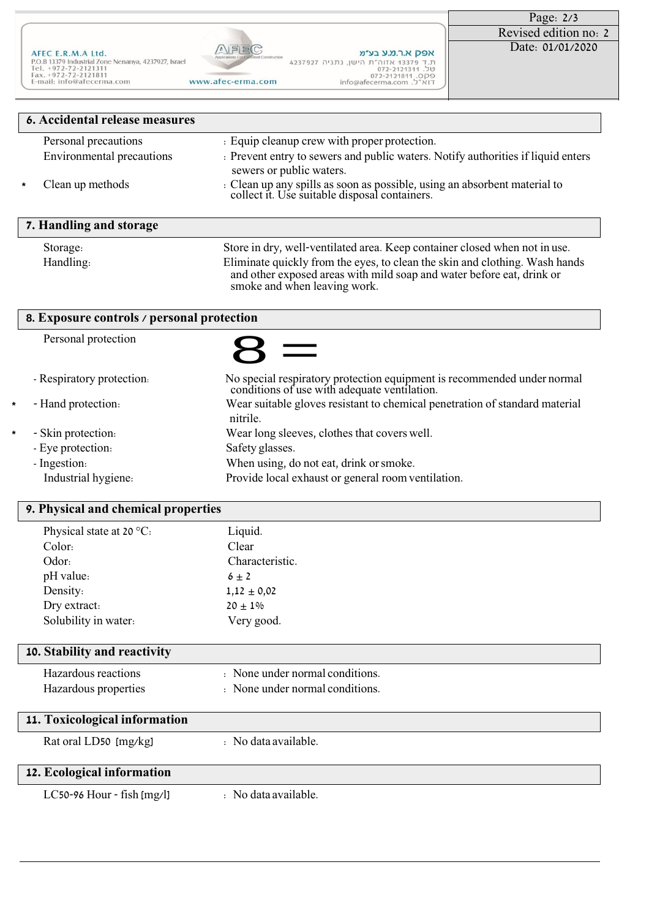## 6. Accidental release measures

| | | |
|---|---|---|
| | Personal precautions | : Equip cleanup crew with proper protection. |
| | Environmental precautions | : Prevent entry to sewers and public waters. Notify authorities if liquid enters sewers or public waters. |
| * | Clean up methods | : Clean up any spills as soon as possible, using an absorbent material to collect it. Use suitable disposal containers. |

## 7. Handling and storage

| | |
|---|---|
| Storage: | Store in dry, well-ventilated area. Keep container closed when not in use. |
| Handling: | Eliminate quickly from the eyes, to clean the skin and clothing. Wash hands and other exposed areas with mild soap and water before eat, drink or smoke and when leaving work. |

## 8. Exposure controls / personal protection

| | | |
|---|---|---|
| | Personal protection | |
| | - Respiratory protection: | No special respiratory protection equipment is recommended under normal conditions of use with adequate ventilation. |
| * | - Hand protection: | Wear suitable gloves resistant to chemical penetration of standard material nitrile. |
| * | - Skin protection: | Wear long sleeves, clothes that covers well. |
| | - Eye protection: | Safety glasses. |
| | - Ingestion: | When using, do not eat, drink or smoke. |
| | Industrial hygiene: | Provide local exhaust or general room ventilation. |

## 9. Physical and chemical properties

| | |
|---|---|
| Physical state at 20 °C: | Liquid. |
| Color: | Clear |
| Odor: | Characteristic. |
| pH value: | 6 ± 2 |
| Density: | 1,12 ± 0,02 |
| Dry extract: | 20 ± 1% |
| Solubility in water: | Very good. |

## 10. Stability and reactivity

| | |
|---|---|
| Hazardous reactions | : None under normal conditions. |
| Hazardous properties | : None under normal conditions. |

## 11. Toxicological information

| | |
|---|---|
| Rat oral LD50 [mg/kg] | : No data available. |

## 12. Ecological information

| | |
|---|---|
| LC50-96 Hour - fish [mg/l] | : No data available. |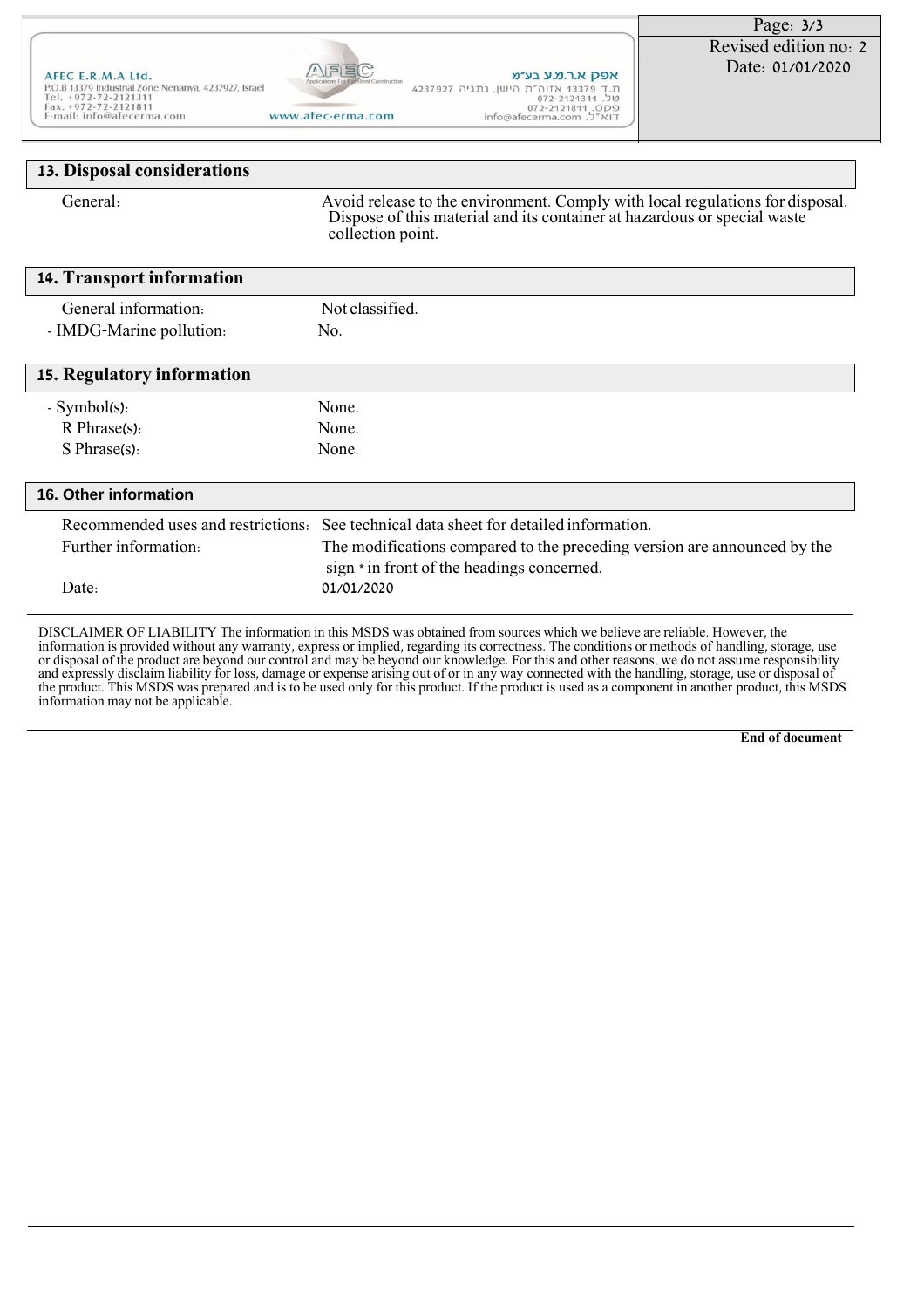## 13. Disposal considerations

| | |
|---|---|
| General: | Avoid release to the environment. Comply with local regulations for disposal. Dispose of this material and its container at hazardous or special waste collection point. |

## 14. Transport information

| | |
|---|---|
| General information: | Not classified. |
| - IMDG-Marine pollution: | No. |

## 15. Regulatory information

| | |
|---|---|
| - Symbol(s): | None. |
| R Phrase(s): | None. |
| S Phrase(s): | None. |

## 16. Other information

| | |
|---|---|
| Recommended uses and restrictions: | See technical data sheet for detailed information. |
| Further information: | The modifications compared to the preceding version are announced by the sign * in front of the headings concerned. |
| Date: | 01/01/2020 |

DISCLAIMER OF LIABILITY The information in this MSDS was obtained from sources which we believe are reliable. However, the information is provided without any warranty, express or implied, regarding its correctness. The conditions or methods of handling, storage, use or disposal of the product are beyond our control and may be beyond our knowledge. For this and other reasons, we do not assume responsibility and expressly disclaim liability for loss, damage or expense arising out of or in any way connected with the handling, storage, use or disposal of the product. This MSDS was prepared and is to be used only for this product. If the product is used as a component in another product, this MSDS information may not be applicable.

**End of document**